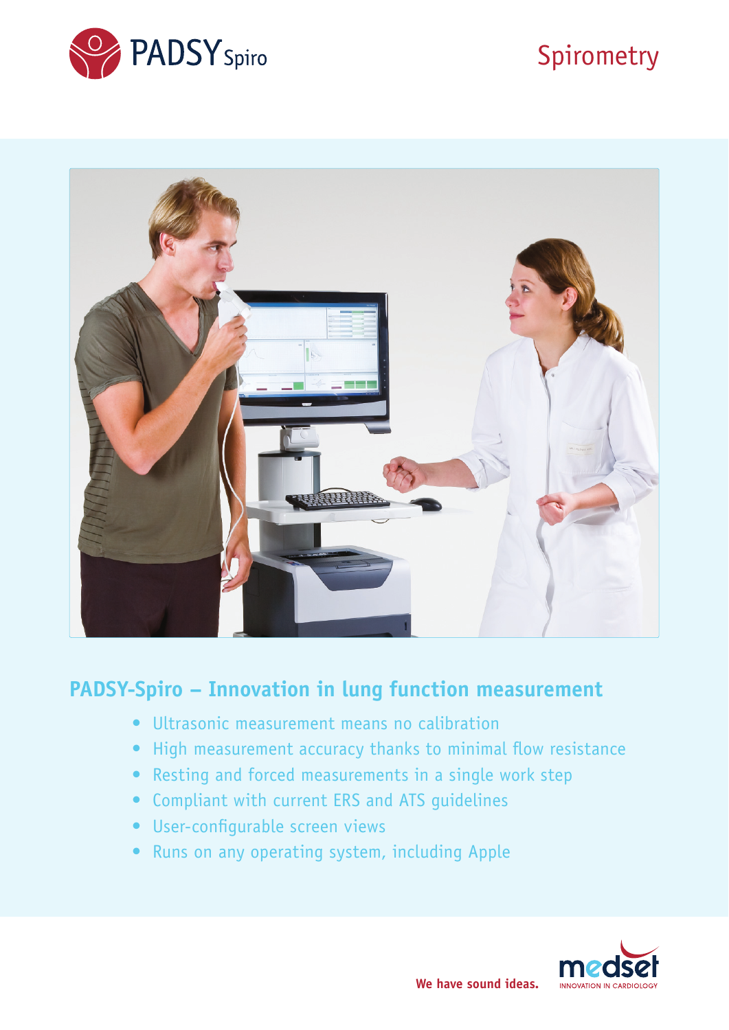PADSY Spiro

Spirometry

## PADSY-Spiro – Innovation in lung function measurement

- Ultrasonic measurement means no calibration
- High measurement accuracy thanks to minimal flow resistance
- Resting and forced measurements in a single work step
- Compliant with current ERS and ATS guidelines
- User-configurable screen views
- Runs on any operating system, including Apple

**We have sound ideas.**

medset
INNOVATION IN CARDIOLOGY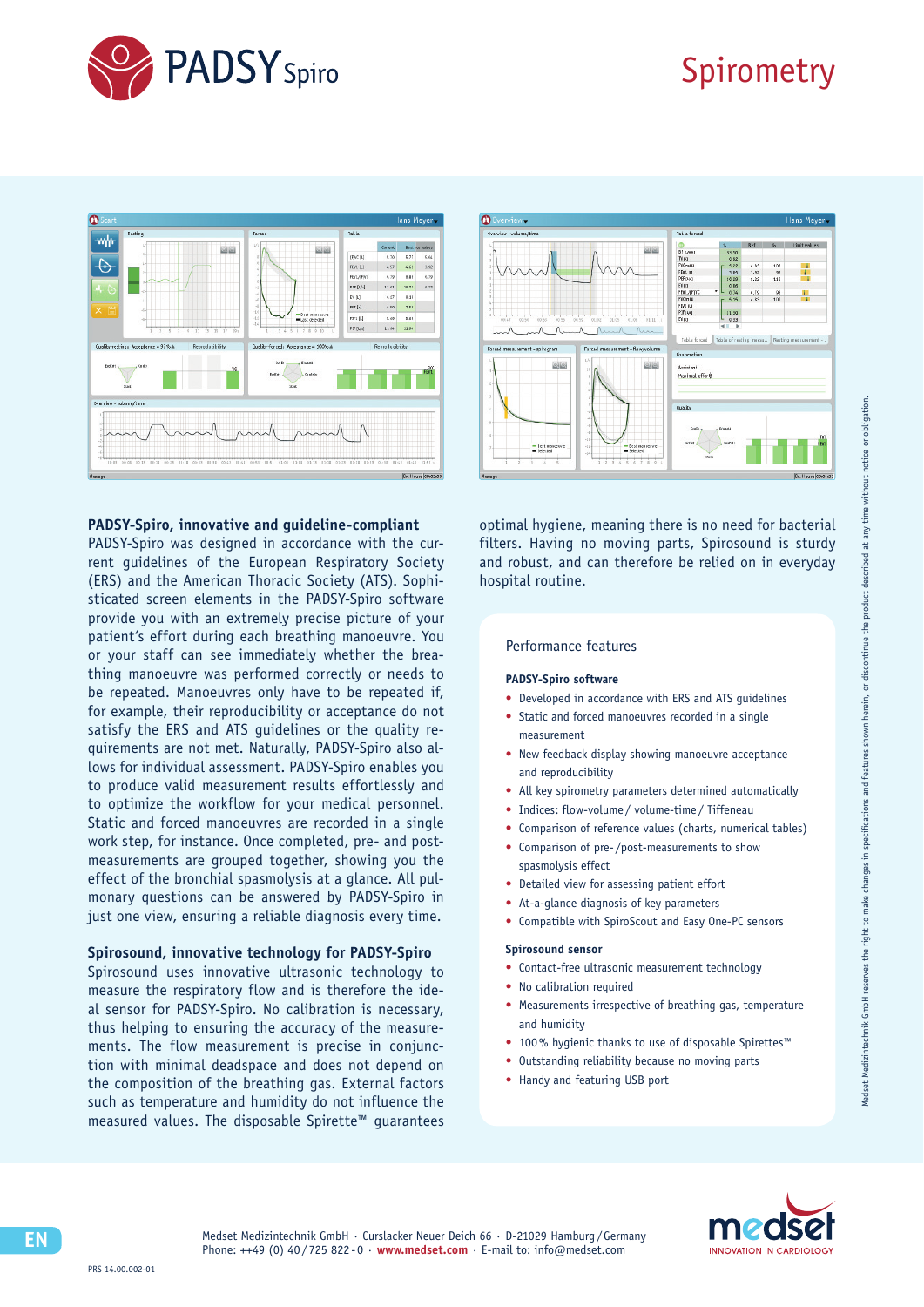PADSY Spiro

# Spirometry

**PADSY-Spiro, innovative and guideline-compliant**
PADSY-Spiro was designed in accordance with the current guidelines of the European Respiratory Society (ERS) and the American Thoracic Society (ATS). Sophisticated screen elements in the PADSY-Spiro software provide you with an extremely precise picture of your patient's effort during each breathing manoeuvre. You or your staff can see immediately whether the breathing manoeuvre was performed correctly or needs to be repeated. Manoeuvres only have to be repeated if, for example, their reproducibility or acceptance do not satisfy the ERS and ATS guidelines or the quality requirements are not met. Naturally, PADSY-Spiro also allows for individual assessment. PADSY-Spiro enables you to produce valid measurement results effortlessly and to optimize the workflow for your medical personnel. Static and forced manoeuvres are recorded in a single work step, for instance. Once completed, pre- and post-measurements are grouped together, showing you the effect of the bronchial spasmolysis at a glance. All pulmonary questions can be answered by PADSY-Spiro in just one view, ensuring a reliable diagnosis every time.

**Spirosound, innovative technology for PADSY-Spiro**
Spirosound uses innovative ultrasonic technology to measure the respiratory flow and is therefore the ideal sensor for PADSY-Spiro. No calibration is necessary, thus helping to ensuring the accuracy of the measurements. The flow measurement is precise in conjunction with minimal deadspace and does not depend on the composition of the breathing gas. External factors such as temperature and humidity do not influence the measured values. The disposable Spirette™ guarantees optimal hygiene, meaning there is no need for bacterial filters. Having no moving parts, Spirosound is sturdy and robust, and can therefore be relied on in everyday hospital routine.

## Performance features

**PADSY-Spiro software**

- Developed in accordance with ERS and ATS guidelines
- Static and forced manoeuvres recorded in a single measurement
- New feedback display showing manoeuvre acceptance and reproducibility
- All key spirometry parameters determined automatically
- Indices: flow-volume / volume-time / Tiffeneau
- Comparison of reference values (charts, numerical tables)
- Comparison of pre-/post-measurements to show spasmolysis effect
- Detailed view for assessing patient effort
- At-a-glance diagnosis of key parameters
- Compatible with SpiroScout and Easy One-PC sensors

**Spirosound sensor**

- Contact-free ultrasonic measurement technology
- No calibration required
- Measurements irrespective of breathing gas, temperature and humidity
- 100 % hygienic thanks to use of disposable Spirettes™
- Outstanding reliability because no moving parts
- Handy and featuring USB port

Medset Medizintechnik GmbH reserves the right to make changes in specifications and features shown herein, or discontinue the product described at any time without notice or obligation.

EN

Medset Medizintechnik GmbH · Curslacker Neuer Deich 66 · D-21029 Hamburg / Germany
Phone: ++49 (0) 40 / 725 822 - 0 · **www.medset.com** · E-mail to: info@medset.com

medset — INNOVATION IN CARDIOLOGY

PRS 14.00.002-01